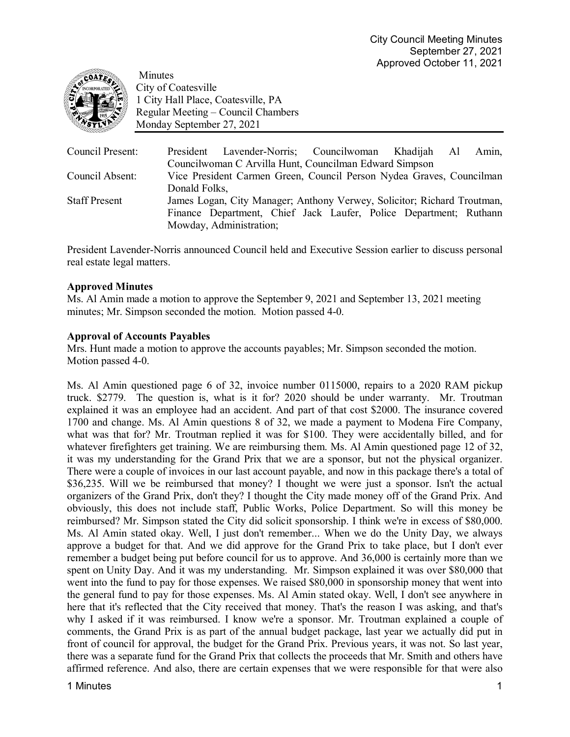Minutes
City of Coatesville
1 City Hall Place, Coatesville, PA
Regular Meeting – Council Chambers
Monday September 27, 2021

| | |
|---|---|
| Council Present: | President Lavender-Norris; Councilwoman Khadijah Al Amin, Councilwoman C Arvilla Hunt, Councilman Edward Simpson |
| Council Absent: | Vice President Carmen Green, Council Person Nydea Graves, Councilman Donald Folks, |
| Staff Present | James Logan, City Manager; Anthony Verwey, Solicitor; Richard Troutman, Finance Department, Chief Jack Laufer, Police Department; Ruthann Mowday, Administration; |

President Lavender-Norris announced Council held and Executive Session earlier to discuss personal real estate legal matters.

**Approved Minutes**

Ms. Al Amin made a motion to approve the September 9, 2021 and September 13, 2021 meeting minutes; Mr. Simpson seconded the motion. Motion passed 4-0.

**Approval of Accounts Payables**

Mrs. Hunt made a motion to approve the accounts payables; Mr. Simpson seconded the motion. Motion passed 4-0.

Ms. Al Amin questioned page 6 of 32, invoice number 0115000, repairs to a 2020 RAM pickup truck. $2779. The question is, what is it for? 2020 should be under warranty. Mr. Troutman explained it was an employee had an accident. And part of that cost $2000. The insurance covered 1700 and change. Ms. Al Amin questions 8 of 32, we made a payment to Modena Fire Company, what was that for? Mr. Troutman replied it was for $100. They were accidentally billed, and for whatever firefighters get training. We are reimbursing them. Ms. Al Amin questioned page 12 of 32, it was my understanding for the Grand Prix that we are a sponsor, but not the physical organizer. There were a couple of invoices in our last account payable, and now in this package there's a total of $36,235. Will we be reimbursed that money? I thought we were just a sponsor. Isn't the actual organizers of the Grand Prix, don't they? I thought the City made money off of the Grand Prix. And obviously, this does not include staff, Public Works, Police Department. So will this money be reimbursed? Mr. Simpson stated the City did solicit sponsorship. I think we're in excess of $80,000. Ms. Al Amin stated okay. Well, I just don't remember... When we do the Unity Day, we always approve a budget for that. And we did approve for the Grand Prix to take place, but I don't ever remember a budget being put before council for us to approve. And 36,000 is certainly more than we spent on Unity Day. And it was my understanding. Mr. Simpson explained it was over $80,000 that went into the fund to pay for those expenses. We raised $80,000 in sponsorship money that went into the general fund to pay for those expenses. Ms. Al Amin stated okay. Well, I don't see anywhere in here that it's reflected that the City received that money. That's the reason I was asking, and that's why I asked if it was reimbursed. I know we're a sponsor. Mr. Troutman explained a couple of comments, the Grand Prix is as part of the annual budget package, last year we actually did put in front of council for approval, the budget for the Grand Prix. Previous years, it was not. So last year, there was a separate fund for the Grand Prix that collects the proceeds that Mr. Smith and others have affirmed reference. And also, there are certain expenses that we were responsible for that were also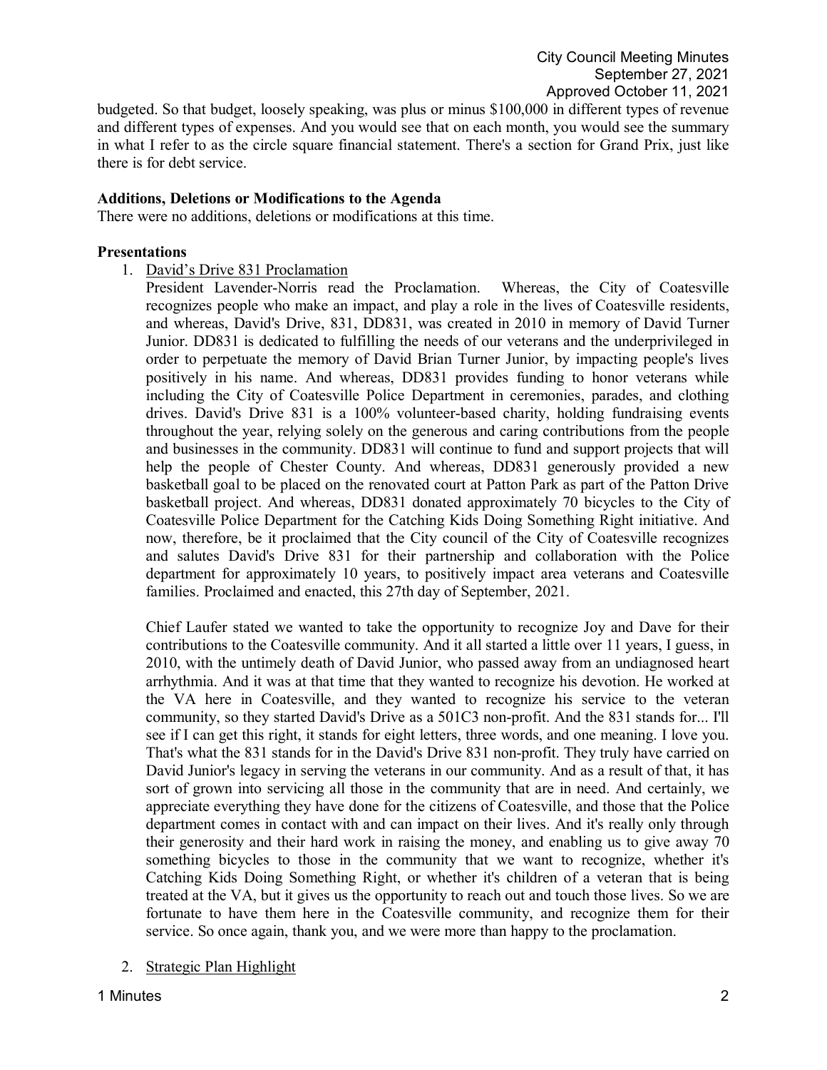budgeted. So that budget, loosely speaking, was plus or minus $100,000 in different types of revenue and different types of expenses. And you would see that on each month, you would see the summary in what I refer to as the circle square financial statement. There's a section for Grand Prix, just like there is for debt service.

**Additions, Deletions or Modifications to the Agenda**

There were no additions, deletions or modifications at this time.

**Presentations**

1. David's Drive 831 Proclamation

   President Lavender-Norris read the Proclamation. Whereas, the City of Coatesville recognizes people who make an impact, and play a role in the lives of Coatesville residents, and whereas, David's Drive, 831, DD831, was created in 2010 in memory of David Turner Junior. DD831 is dedicated to fulfilling the needs of our veterans and the underprivileged in order to perpetuate the memory of David Brian Turner Junior, by impacting people's lives positively in his name. And whereas, DD831 provides funding to honor veterans while including the City of Coatesville Police Department in ceremonies, parades, and clothing drives. David's Drive 831 is a 100% volunteer-based charity, holding fundraising events throughout the year, relying solely on the generous and caring contributions from the people and businesses in the community. DD831 will continue to fund and support projects that will help the people of Chester County. And whereas, DD831 generously provided a new basketball goal to be placed on the renovated court at Patton Park as part of the Patton Drive basketball project. And whereas, DD831 donated approximately 70 bicycles to the City of Coatesville Police Department for the Catching Kids Doing Something Right initiative. And now, therefore, be it proclaimed that the City council of the City of Coatesville recognizes and salutes David's Drive 831 for their partnership and collaboration with the Police department for approximately 10 years, to positively impact area veterans and Coatesville families. Proclaimed and enacted, this 27th day of September, 2021.

   Chief Laufer stated we wanted to take the opportunity to recognize Joy and Dave for their contributions to the Coatesville community. And it all started a little over 11 years, I guess, in 2010, with the untimely death of David Junior, who passed away from an undiagnosed heart arrhythmia. And it was at that time that they wanted to recognize his devotion. He worked at the VA here in Coatesville, and they wanted to recognize his service to the veteran community, so they started David's Drive as a 501C3 non-profit. And the 831 stands for... I'll see if I can get this right, it stands for eight letters, three words, and one meaning. I love you. That's what the 831 stands for in the David's Drive 831 non-profit. They truly have carried on David Junior's legacy in serving the veterans in our community. And as a result of that, it has sort of grown into servicing all those in the community that are in need. And certainly, we appreciate everything they have done for the citizens of Coatesville, and those that the Police department comes in contact with and can impact on their lives. And it's really only through their generosity and their hard work in raising the money, and enabling us to give away 70 something bicycles to those in the community that we want to recognize, whether it's Catching Kids Doing Something Right, or whether it's children of a veteran that is being treated at the VA, but it gives us the opportunity to reach out and touch those lives. So we are fortunate to have them here in the Coatesville community, and recognize them for their service. So once again, thank you, and we were more than happy to the proclamation.

2. Strategic Plan Highlight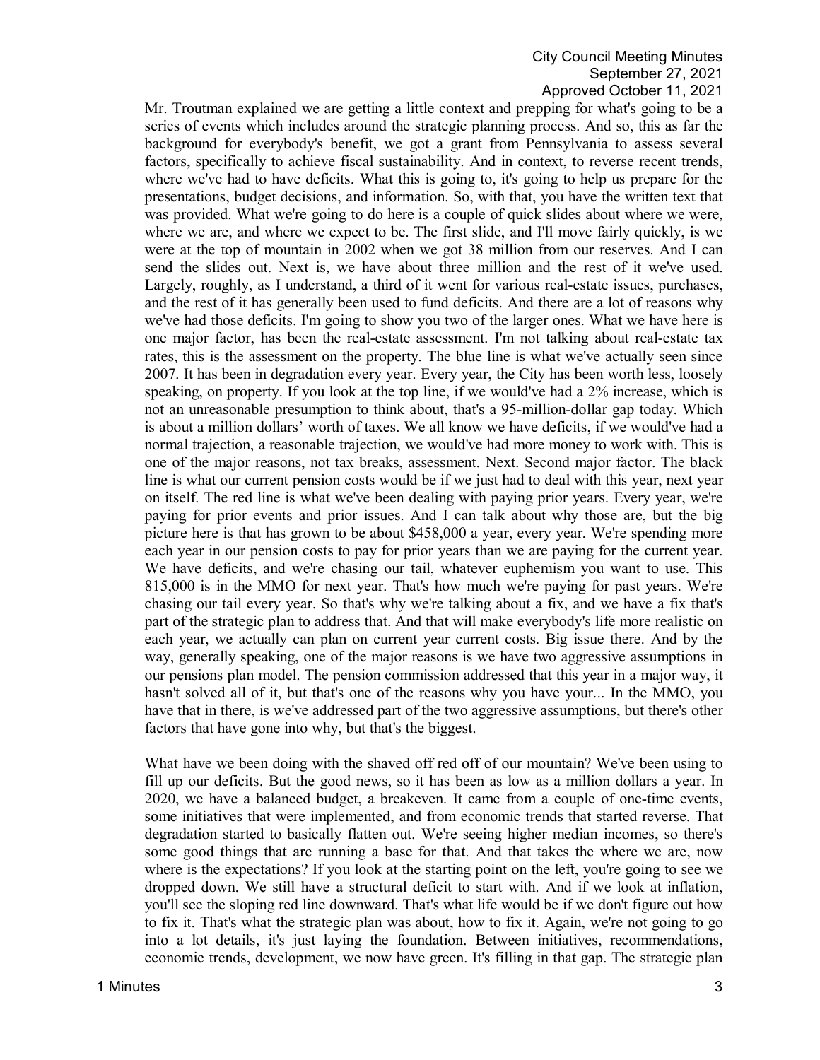Mr. Troutman explained we are getting a little context and prepping for what's going to be a series of events which includes around the strategic planning process. And so, this as far the background for everybody's benefit, we got a grant from Pennsylvania to assess several factors, specifically to achieve fiscal sustainability. And in context, to reverse recent trends, where we've had to have deficits. What this is going to, it's going to help us prepare for the presentations, budget decisions, and information. So, with that, you have the written text that was provided. What we're going to do here is a couple of quick slides about where we were, where we are, and where we expect to be. The first slide, and I'll move fairly quickly, is we were at the top of mountain in 2002 when we got 38 million from our reserves. And I can send the slides out. Next is, we have about three million and the rest of it we've used. Largely, roughly, as I understand, a third of it went for various real-estate issues, purchases, and the rest of it has generally been used to fund deficits. And there are a lot of reasons why we've had those deficits. I'm going to show you two of the larger ones. What we have here is one major factor, has been the real-estate assessment. I'm not talking about real-estate tax rates, this is the assessment on the property. The blue line is what we've actually seen since 2007. It has been in degradation every year. Every year, the City has been worth less, loosely speaking, on property. If you look at the top line, if we would've had a 2% increase, which is not an unreasonable presumption to think about, that's a 95-million-dollar gap today. Which is about a million dollars' worth of taxes. We all know we have deficits, if we would've had a normal trajection, a reasonable trajection, we would've had more money to work with. This is one of the major reasons, not tax breaks, assessment. Next. Second major factor. The black line is what our current pension costs would be if we just had to deal with this year, next year on itself. The red line is what we've been dealing with paying prior years. Every year, we're paying for prior events and prior issues. And I can talk about why those are, but the big picture here is that has grown to be about $458,000 a year, every year. We're spending more each year in our pension costs to pay for prior years than we are paying for the current year. We have deficits, and we're chasing our tail, whatever euphemism you want to use. This 815,000 is in the MMO for next year. That's how much we're paying for past years. We're chasing our tail every year. So that's why we're talking about a fix, and we have a fix that's part of the strategic plan to address that. And that will make everybody's life more realistic on each year, we actually can plan on current year current costs. Big issue there. And by the way, generally speaking, one of the major reasons is we have two aggressive assumptions in our pensions plan model. The pension commission addressed that this year in a major way, it hasn't solved all of it, but that's one of the reasons why you have your... In the MMO, you have that in there, is we've addressed part of the two aggressive assumptions, but there's other factors that have gone into why, but that's the biggest.

What have we been doing with the shaved off red off of our mountain? We've been using to fill up our deficits. But the good news, so it has been as low as a million dollars a year. In 2020, we have a balanced budget, a breakeven. It came from a couple of one-time events, some initiatives that were implemented, and from economic trends that started reverse. That degradation started to basically flatten out. We're seeing higher median incomes, so there's some good things that are running a base for that. And that takes the where we are, now where is the expectations? If you look at the starting point on the left, you're going to see we dropped down. We still have a structural deficit to start with. And if we look at inflation, you'll see the sloping red line downward. That's what life would be if we don't figure out how to fix it. That's what the strategic plan was about, how to fix it. Again, we're not going to go into a lot details, it's just laying the foundation. Between initiatives, recommendations, economic trends, development, we now have green. It's filling in that gap. The strategic plan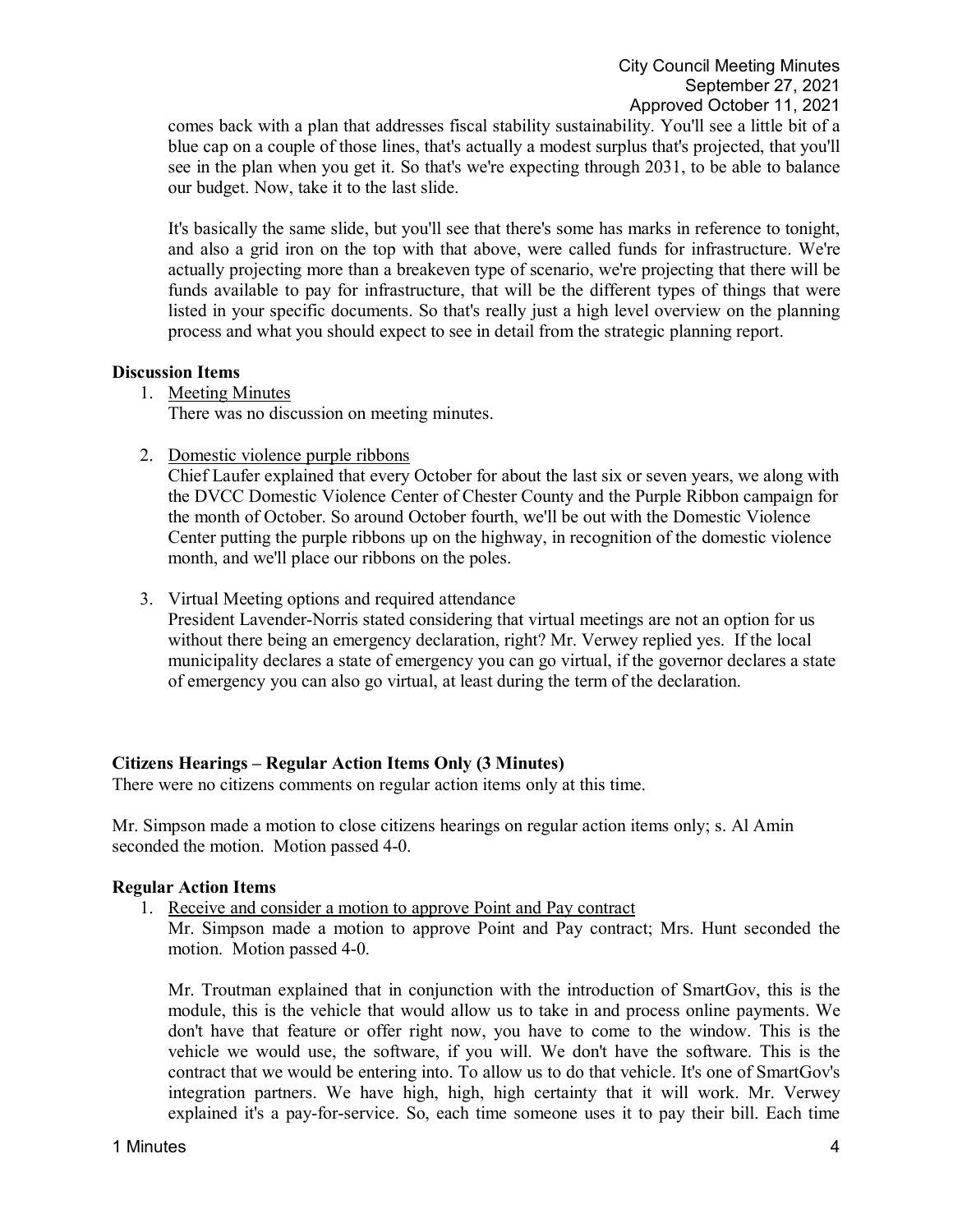comes back with a plan that addresses fiscal stability sustainability. You'll see a little bit of a blue cap on a couple of those lines, that's actually a modest surplus that's projected, that you'll see in the plan when you get it. So that's we're expecting through 2031, to be able to balance our budget. Now, take it to the last slide.

It's basically the same slide, but you'll see that there's some has marks in reference to tonight, and also a grid iron on the top with that above, were called funds for infrastructure. We're actually projecting more than a breakeven type of scenario, we're projecting that there will be funds available to pay for infrastructure, that will be the different types of things that were listed in your specific documents. So that's really just a high level overview on the planning process and what you should expect to see in detail from the strategic planning report.

**Discussion Items**

1. Meeting Minutes
   There was no discussion on meeting minutes.

2. Domestic violence purple ribbons
   Chief Laufer explained that every October for about the last six or seven years, we along with the DVCC Domestic Violence Center of Chester County and the Purple Ribbon campaign for the month of October. So around October fourth, we'll be out with the Domestic Violence Center putting the purple ribbons up on the highway, in recognition of the domestic violence month, and we'll place our ribbons on the poles.

3. Virtual Meeting options and required attendance
   President Lavender-Norris stated considering that virtual meetings are not an option for us without there being an emergency declaration, right? Mr. Verwey replied yes. If the local municipality declares a state of emergency you can go virtual, if the governor declares a state of emergency you can also go virtual, at least during the term of the declaration.

**Citizens Hearings – Regular Action Items Only (3 Minutes)**

There were no citizens comments on regular action items only at this time.

Mr. Simpson made a motion to close citizens hearings on regular action items only; s. Al Amin seconded the motion. Motion passed 4-0.

**Regular Action Items**

1. Receive and consider a motion to approve Point and Pay contract
   Mr. Simpson made a motion to approve Point and Pay contract; Mrs. Hunt seconded the motion. Motion passed 4-0.

   Mr. Troutman explained that in conjunction with the introduction of SmartGov, this is the module, this is the vehicle that would allow us to take in and process online payments. We don't have that feature or offer right now, you have to come to the window. This is the vehicle we would use, the software, if you will. We don't have the software. This is the contract that we would be entering into. To allow us to do that vehicle. It's one of SmartGov's integration partners. We have high, high, high certainty that it will work. Mr. Verwey explained it's a pay-for-service. So, each time someone uses it to pay their bill. Each time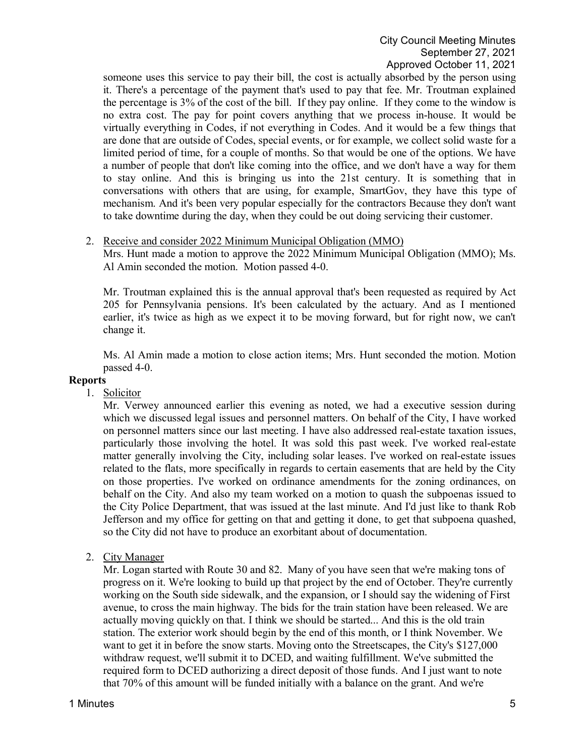someone uses this service to pay their bill, the cost is actually absorbed by the person using it. There's a percentage of the payment that's used to pay that fee. Mr. Troutman explained the percentage is 3% of the cost of the bill. If they pay online. If they come to the window is no extra cost. The pay for point covers anything that we process in-house. It would be virtually everything in Codes, if not everything in Codes. And it would be a few things that are done that are outside of Codes, special events, or for example, we collect solid waste for a limited period of time, for a couple of months. So that would be one of the options. We have a number of people that don't like coming into the office, and we don't have a way for them to stay online. And this is bringing us into the 21st century. It is something that in conversations with others that are using, for example, SmartGov, they have this type of mechanism. And it's been very popular especially for the contractors Because they don't want to take downtime during the day, when they could be out doing servicing their customer.

2. Receive and consider 2022 Minimum Municipal Obligation (MMO)
   Mrs. Hunt made a motion to approve the 2022 Minimum Municipal Obligation (MMO); Ms. Al Amin seconded the motion. Motion passed 4-0.

   Mr. Troutman explained this is the annual approval that's been requested as required by Act 205 for Pennsylvania pensions. It's been calculated by the actuary. And as I mentioned earlier, it's twice as high as we expect it to be moving forward, but for right now, we can't change it.

   Ms. Al Amin made a motion to close action items; Mrs. Hunt seconded the motion. Motion passed 4-0.

**Reports**

1. Solicitor
   Mr. Verwey announced earlier this evening as noted, we had a executive session during which we discussed legal issues and personnel matters. On behalf of the City, I have worked on personnel matters since our last meeting. I have also addressed real-estate taxation issues, particularly those involving the hotel. It was sold this past week. I've worked real-estate matter generally involving the City, including solar leases. I've worked on real-estate issues related to the flats, more specifically in regards to certain easements that are held by the City on those properties. I've worked on ordinance amendments for the zoning ordinances, on behalf on the City. And also my team worked on a motion to quash the subpoenas issued to the City Police Department, that was issued at the last minute. And I'd just like to thank Rob Jefferson and my office for getting on that and getting it done, to get that subpoena quashed, so the City did not have to produce an exorbitant about of documentation.

2. City Manager
   Mr. Logan started with Route 30 and 82. Many of you have seen that we're making tons of progress on it. We're looking to build up that project by the end of October. They're currently working on the South side sidewalk, and the expansion, or I should say the widening of First avenue, to cross the main highway. The bids for the train station have been released. We are actually moving quickly on that. I think we should be started... And this is the old train station. The exterior work should begin by the end of this month, or I think November. We want to get it in before the snow starts. Moving onto the Streetscapes, the City's $127,000 withdraw request, we'll submit it to DCED, and waiting fulfillment. We've submitted the required form to DCED authorizing a direct deposit of those funds. And I just want to note that 70% of this amount will be funded initially with a balance on the grant. And we're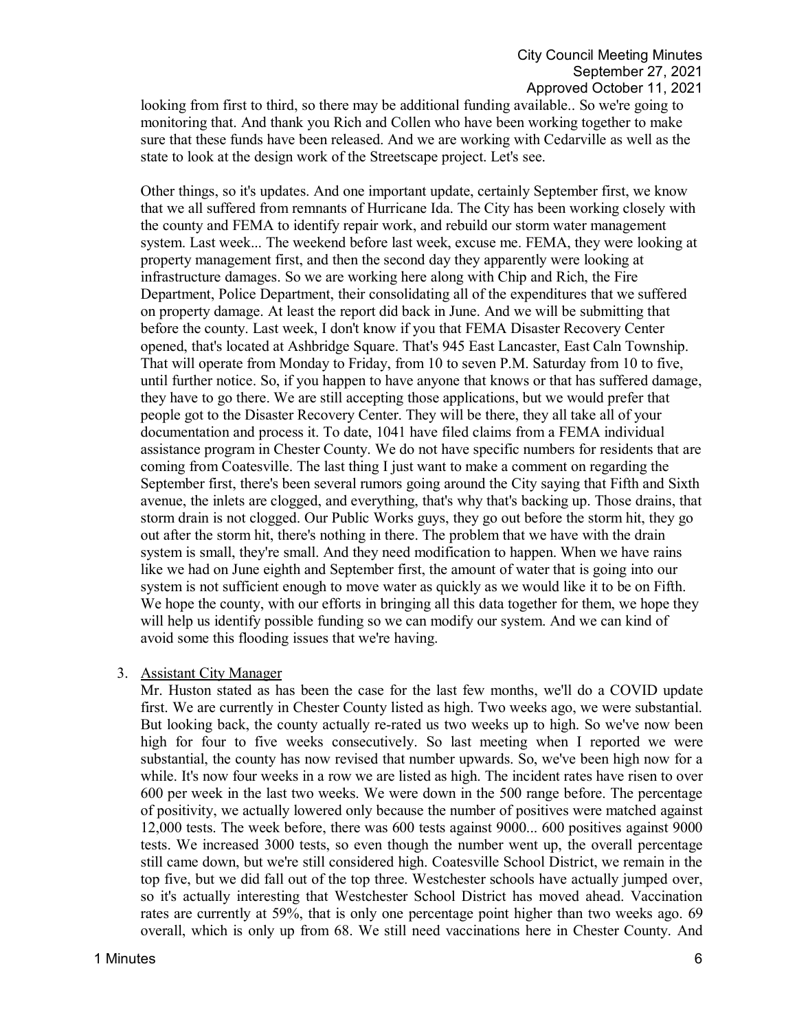looking from first to third, so there may be additional funding available.. So we're going to monitoring that. And thank you Rich and Collen who have been working together to make sure that these funds have been released. And we are working with Cedarville as well as the state to look at the design work of the Streetscape project. Let's see.

Other things, so it's updates. And one important update, certainly September first, we know that we all suffered from remnants of Hurricane Ida. The City has been working closely with the county and FEMA to identify repair work, and rebuild our storm water management system. Last week... The weekend before last week, excuse me. FEMA, they were looking at property management first, and then the second day they apparently were looking at infrastructure damages. So we are working here along with Chip and Rich, the Fire Department, Police Department, their consolidating all of the expenditures that we suffered on property damage. At least the report did back in June. And we will be submitting that before the county. Last week, I don't know if you that FEMA Disaster Recovery Center opened, that's located at Ashbridge Square. That's 945 East Lancaster, East Caln Township. That will operate from Monday to Friday, from 10 to seven P.M. Saturday from 10 to five, until further notice. So, if you happen to have anyone that knows or that has suffered damage, they have to go there. We are still accepting those applications, but we would prefer that people got to the Disaster Recovery Center. They will be there, they all take all of your documentation and process it. To date, 1041 have filed claims from a FEMA individual assistance program in Chester County. We do not have specific numbers for residents that are coming from Coatesville. The last thing I just want to make a comment on regarding the September first, there's been several rumors going around the City saying that Fifth and Sixth avenue, the inlets are clogged, and everything, that's why that's backing up. Those drains, that storm drain is not clogged. Our Public Works guys, they go out before the storm hit, they go out after the storm hit, there's nothing in there. The problem that we have with the drain system is small, they're small. And they need modification to happen. When we have rains like we had on June eighth and September first, the amount of water that is going into our system is not sufficient enough to move water as quickly as we would like it to be on Fifth. We hope the county, with our efforts in bringing all this data together for them, we hope they will help us identify possible funding so we can modify our system. And we can kind of avoid some this flooding issues that we're having.

3. Assistant City Manager

Mr. Huston stated as has been the case for the last few months, we'll do a COVID update first. We are currently in Chester County listed as high. Two weeks ago, we were substantial. But looking back, the county actually re-rated us two weeks up to high. So we've now been high for four to five weeks consecutively. So last meeting when I reported we were substantial, the county has now revised that number upwards. So, we've been high now for a while. It's now four weeks in a row we are listed as high. The incident rates have risen to over 600 per week in the last two weeks. We were down in the 500 range before. The percentage of positivity, we actually lowered only because the number of positives were matched against 12,000 tests. The week before, there was 600 tests against 9000... 600 positives against 9000 tests. We increased 3000 tests, so even though the number went up, the overall percentage still came down, but we're still considered high. Coatesville School District, we remain in the top five, but we did fall out of the top three. Westchester schools have actually jumped over, so it's actually interesting that Westchester School District has moved ahead. Vaccination rates are currently at 59%, that is only one percentage point higher than two weeks ago. 69 overall, which is only up from 68. We still need vaccinations here in Chester County. And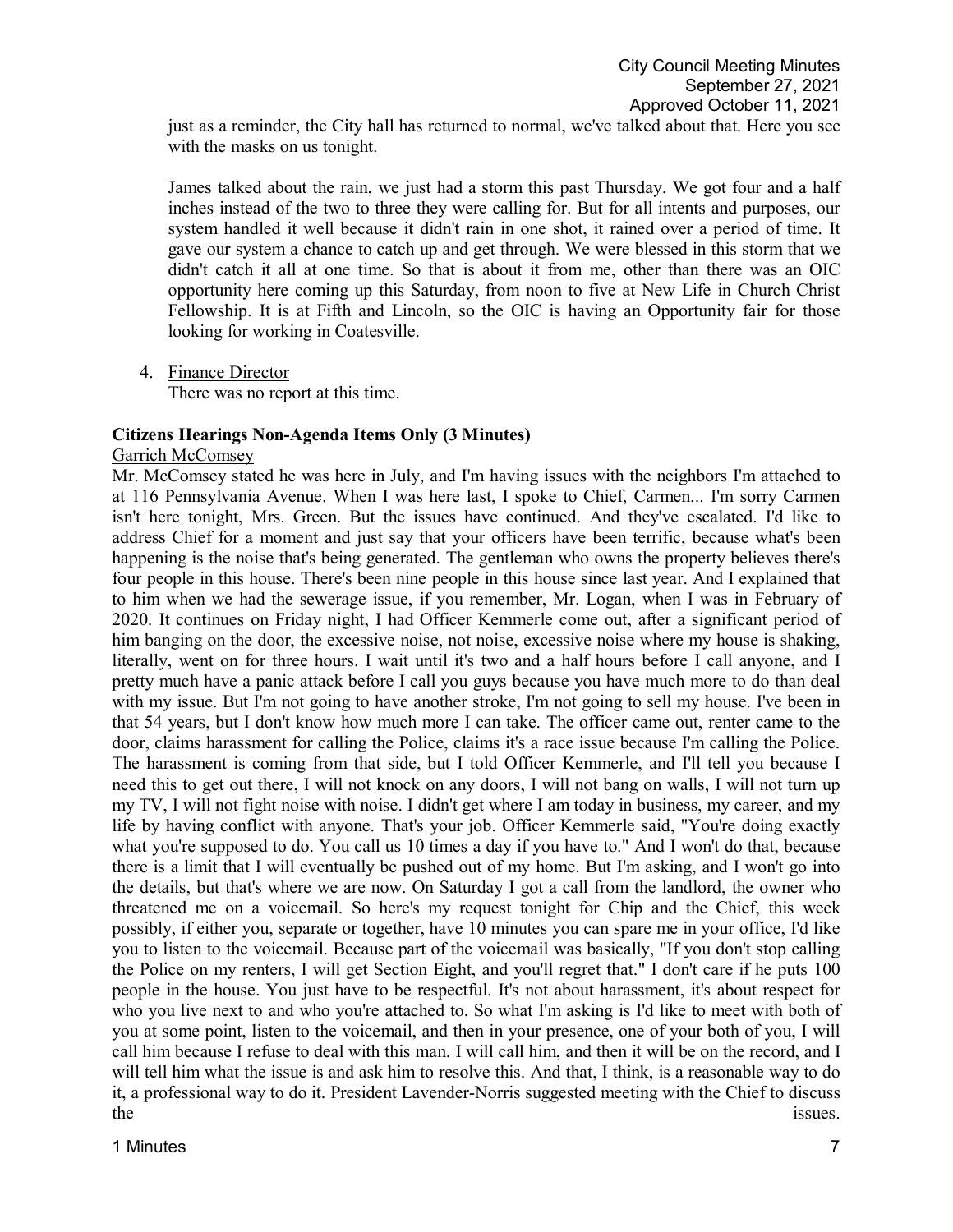just as a reminder, the City hall has returned to normal, we've talked about that. Here you see with the masks on us tonight.

James talked about the rain, we just had a storm this past Thursday. We got four and a half inches instead of the two to three they were calling for. But for all intents and purposes, our system handled it well because it didn't rain in one shot, it rained over a period of time. It gave our system a chance to catch up and get through. We were blessed in this storm that we didn't catch it all at one time. So that is about it from me, other than there was an OIC opportunity here coming up this Saturday, from noon to five at New Life in Church Christ Fellowship. It is at Fifth and Lincoln, so the OIC is having an Opportunity fair for those looking for working in Coatesville.

4. Finance Director
   There was no report at this time.

**Citizens Hearings Non-Agenda Items Only (3 Minutes)**

Garrich McComsey

Mr. McComsey stated he was here in July, and I'm having issues with the neighbors I'm attached to at 116 Pennsylvania Avenue. When I was here last, I spoke to Chief, Carmen... I'm sorry Carmen isn't here tonight, Mrs. Green. But the issues have continued. And they've escalated. I'd like to address Chief for a moment and just say that your officers have been terrific, because what's been happening is the noise that's being generated. The gentleman who owns the property believes there's four people in this house. There's been nine people in this house since last year. And I explained that to him when we had the sewerage issue, if you remember, Mr. Logan, when I was in February of 2020. It continues on Friday night, I had Officer Kemmerle come out, after a significant period of him banging on the door, the excessive noise, not noise, excessive noise where my house is shaking, literally, went on for three hours. I wait until it's two and a half hours before I call anyone, and I pretty much have a panic attack before I call you guys because you have much more to do than deal with my issue. But I'm not going to have another stroke, I'm not going to sell my house. I've been in that 54 years, but I don't know how much more I can take. The officer came out, renter came to the door, claims harassment for calling the Police, claims it's a race issue because I'm calling the Police. The harassment is coming from that side, but I told Officer Kemmerle, and I'll tell you because I need this to get out there, I will not knock on any doors, I will not bang on walls, I will not turn up my TV, I will not fight noise with noise. I didn't get where I am today in business, my career, and my life by having conflict with anyone. That's your job. Officer Kemmerle said, "You're doing exactly what you're supposed to do. You call us 10 times a day if you have to." And I won't do that, because there is a limit that I will eventually be pushed out of my home. But I'm asking, and I won't go into the details, but that's where we are now. On Saturday I got a call from the landlord, the owner who threatened me on a voicemail. So here's my request tonight for Chip and the Chief, this week possibly, if either you, separate or together, have 10 minutes you can spare me in your office, I'd like you to listen to the voicemail. Because part of the voicemail was basically, "If you don't stop calling the Police on my renters, I will get Section Eight, and you'll regret that." I don't care if he puts 100 people in the house. You just have to be respectful. It's not about harassment, it's about respect for who you live next to and who you're attached to. So what I'm asking is I'd like to meet with both of you at some point, listen to the voicemail, and then in your presence, one of your both of you, I will call him because I refuse to deal with this man. I will call him, and then it will be on the record, and I will tell him what the issue is and ask him to resolve this. And that, I think, is a reasonable way to do it, a professional way to do it. President Lavender-Norris suggested meeting with the Chief to discuss the issues.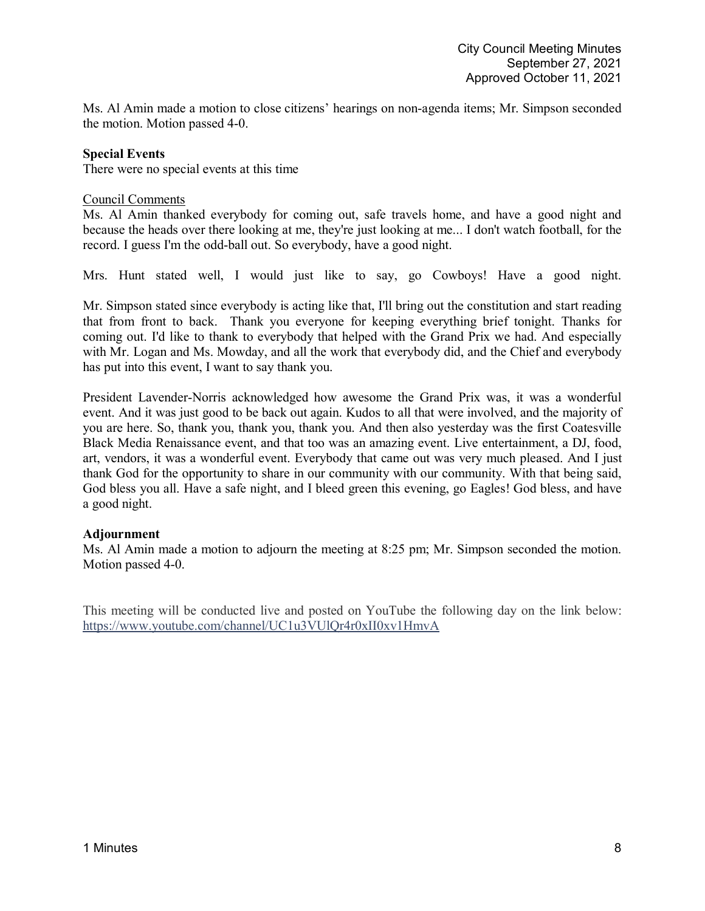Ms. Al Amin made a motion to close citizens' hearings on non-agenda items; Mr. Simpson seconded the motion. Motion passed 4-0.

**Special Events**

There were no special events at this time

<u>Council Comments</u>

Ms. Al Amin thanked everybody for coming out, safe travels home, and have a good night and because the heads over there looking at me, they're just looking at me... I don't watch football, for the record. I guess I'm the odd-ball out. So everybody, have a good night.

Mrs. Hunt stated well, I would just like to say, go Cowboys! Have a good night.

Mr. Simpson stated since everybody is acting like that, I'll bring out the constitution and start reading that from front to back. Thank you everyone for keeping everything brief tonight. Thanks for coming out. I'd like to thank to everybody that helped with the Grand Prix we had. And especially with Mr. Logan and Ms. Mowday, and all the work that everybody did, and the Chief and everybody has put into this event, I want to say thank you.

President Lavender-Norris acknowledged how awesome the Grand Prix was, it was a wonderful event. And it was just good to be back out again. Kudos to all that were involved, and the majority of you are here. So, thank you, thank you, thank you. And then also yesterday was the first Coatesville Black Media Renaissance event, and that too was an amazing event. Live entertainment, a DJ, food, art, vendors, it was a wonderful event. Everybody that came out was very much pleased. And I just thank God for the opportunity to share in our community with our community. With that being said, God bless you all. Have a safe night, and I bleed green this evening, go Eagles! God bless, and have a good night.

**Adjournment**

Ms. Al Amin made a motion to adjourn the meeting at 8:25 pm; Mr. Simpson seconded the motion. Motion passed 4-0.

This meeting will be conducted live and posted on YouTube the following day on the link below: https://www.youtube.com/channel/UC1u3VUlQr4r0xII0xv1HmvA